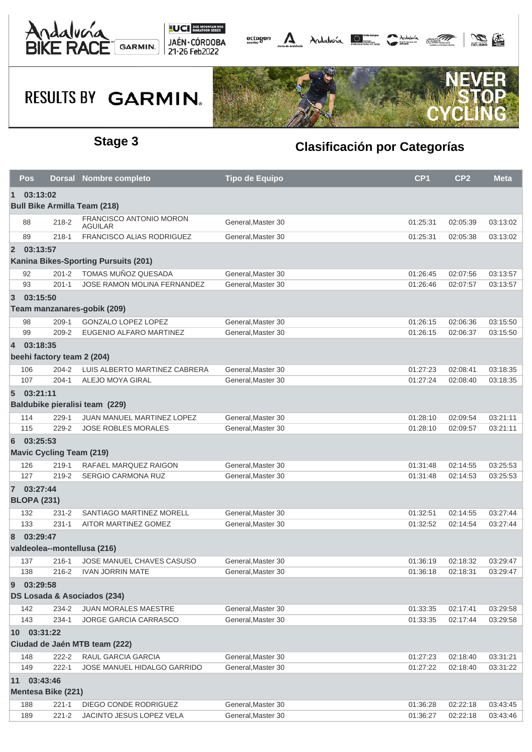RESULTS BY GARMIN

## Stage 3

## Clasificación por Categorías

| Pos | Dorsal | Nombre completo | Tipo de Equipo | CP1 | CP2 | Meta |
|---|---|---|---|---|---|---|
| **1 03:13:02** | | | | | | |
| **Bull Bike Armilla Team (218)** | | | | | | |
| 88 | 218-2 | FRANCISCO ANTONIO MORON AGUILAR | General,Master 30 | 01:25:31 | 02:05:39 | 03:13:02 |
| 89 | 218-1 | FRANCISCO ALIAS RODRIGUEZ | General,Master 30 | 01:25:31 | 02:05:38 | 03:13:02 |
| **2 03:13:57** | | | | | | |
| **Kanina Bikes-Sporting Pursuits (201)** | | | | | | |
| 92 | 201-2 | TOMAS MUÑOZ QUESADA | General,Master 30 | 01:26:45 | 02:07:56 | 03:13:57 |
| 93 | 201-1 | JOSE RAMON MOLINA FERNANDEZ | General,Master 30 | 01:26:46 | 02:07:57 | 03:13:57 |
| **3 03:15:50** | | | | | | |
| **Team manzanares-gobik (209)** | | | | | | |
| 98 | 209-1 | GONZALO LOPEZ LOPEZ | General,Master 30 | 01:26:15 | 02:06:36 | 03:15:50 |
| 99 | 209-2 | EUGENIO ALFARO MARTINEZ | General,Master 30 | 01:26:15 | 02:06:37 | 03:15:50 |
| **4 03:18:35** | | | | | | |
| **beehi factory team 2 (204)** | | | | | | |
| 106 | 204-2 | LUIS ALBERTO MARTINEZ CABRERA | General,Master 30 | 01:27:23 | 02:08:41 | 03:18:35 |
| 107 | 204-1 | ALEJO MOYA GIRAL | General,Master 30 | 01:27:24 | 02:08:40 | 03:18:35 |
| **5 03:21:11** | | | | | | |
| **Baldubike pieralisi team (229)** | | | | | | |
| 114 | 229-1 | JUAN MANUEL MARTINEZ LOPEZ | General,Master 30 | 01:28:10 | 02:09:54 | 03:21:11 |
| 115 | 229-2 | JOSE ROBLES MORALES | General,Master 30 | 01:28:10 | 02:09:57 | 03:21:11 |
| **6 03:25:53** | | | | | | |
| **Mavic Cycling Team (219)** | | | | | | |
| 126 | 219-1 | RAFAEL MARQUEZ RAIGON | General,Master 30 | 01:31:48 | 02:14:55 | 03:25:53 |
| 127 | 219-2 | SERGIO CARMONA RUZ | General,Master 30 | 01:31:48 | 02:14:53 | 03:25:53 |
| **7 03:27:44** | | | | | | |
| **BLOPA (231)** | | | | | | |
| 132 | 231-2 | SANTIAGO MARTINEZ MORELL | General,Master 30 | 01:32:51 | 02:14:55 | 03:27:44 |
| 133 | 231-1 | AITOR MARTINEZ GOMEZ | General,Master 30 | 01:32:52 | 02:14:54 | 03:27:44 |
| **8 03:29:47** | | | | | | |
| **valdeolea--montellusa (216)** | | | | | | |
| 137 | 216-1 | JOSE MANUEL CHAVES CASUSO | General,Master 30 | 01:36:19 | 02:18:32 | 03:29:47 |
| 138 | 216-2 | IVAN JORRIN MATE | General,Master 30 | 01:36:18 | 02:18:31 | 03:29:47 |
| **9 03:29:58** | | | | | | |
| **DS Losada & Asociados (234)** | | | | | | |
| 142 | 234-2 | JUAN MORALES MAESTRE | General,Master 30 | 01:33:35 | 02:17:41 | 03:29:58 |
| 143 | 234-1 | JORGE GARCIA CARRASCO | General,Master 30 | 01:33:35 | 02:17:44 | 03:29:58 |
| **10 03:31:22** | | | | | | |
| **Ciudad de Jaén MTB team (222)** | | | | | | |
| 148 | 222-2 | RAUL GARCIA GARCIA | General,Master 30 | 01:27:23 | 02:18:40 | 03:31:21 |
| 149 | 222-1 | JOSE MANUEL HIDALGO GARRIDO | General,Master 30 | 01:27:22 | 02:18:40 | 03:31:22 |
| **11 03:43:46** | | | | | | |
| **Mentesa Bike (221)** | | | | | | |
| 188 | 221-1 | DIEGO CONDE RODRIGUEZ | General,Master 30 | 01:36:28 | 02:22:18 | 03:43:45 |
| 189 | 221-2 | JACINTO JESUS LOPEZ VELA | General,Master 30 | 01:36:27 | 02:22:18 | 03:43:46 |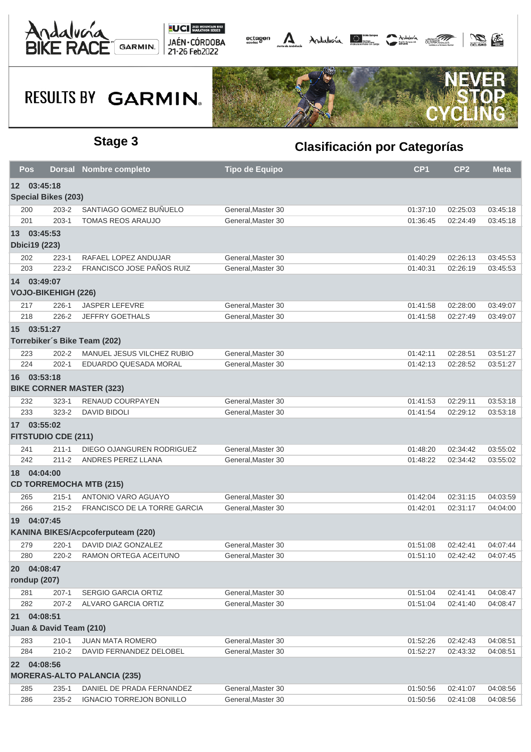## Stage 3

## Clasificación por Categorías

| Pos | Dorsal | Nombre completo | Tipo de Equipo | CP1 | CP2 | Meta |
|---|---|---|---|---|---|---|
| **12 03:45:18** | | | | | | |
| **Special Bikes (203)** | | | | | | |
| 200 | 203-2 | SANTIAGO GOMEZ BUÑUELO | General,Master 30 | 01:37:10 | 02:25:03 | 03:45:18 |
| 201 | 203-1 | TOMAS REOS ARAUJO | General,Master 30 | 01:36:45 | 02:24:49 | 03:45:18 |
| **13 03:45:53** | | | | | | |
| **Dbici19 (223)** | | | | | | |
| 202 | 223-1 | RAFAEL LOPEZ ANDUJAR | General,Master 30 | 01:40:29 | 02:26:13 | 03:45:53 |
| 203 | 223-2 | FRANCISCO JOSE PAÑOS RUIZ | General,Master 30 | 01:40:31 | 02:26:19 | 03:45:53 |
| **14 03:49:07** | | | | | | |
| **VOJO-BIKEHIGH (226)** | | | | | | |
| 217 | 226-1 | JASPER LEFEVRE | General,Master 30 | 01:41:58 | 02:28:00 | 03:49:07 |
| 218 | 226-2 | JEFFRY GOETHALS | General,Master 30 | 01:41:58 | 02:27:49 | 03:49:07 |
| **15 03:51:27** | | | | | | |
| **Torrebiker´s Bike Team (202)** | | | | | | |
| 223 | 202-2 | MANUEL JESUS VILCHEZ RUBIO | General,Master 30 | 01:42:11 | 02:28:51 | 03:51:27 |
| 224 | 202-1 | EDUARDO QUESADA MORAL | General,Master 30 | 01:42:13 | 02:28:52 | 03:51:27 |
| **16 03:53:18** | | | | | | |
| **BIKE CORNER MASTER (323)** | | | | | | |
| 232 | 323-1 | RENAUD COURPAYEN | General,Master 30 | 01:41:53 | 02:29:11 | 03:53:18 |
| 233 | 323-2 | DAVID BIDOLI | General,Master 30 | 01:41:54 | 02:29:12 | 03:53:18 |
| **17 03:55:02** | | | | | | |
| **FITSTUDIO CDE (211)** | | | | | | |
| 241 | 211-1 | DIEGO OJANGUREN RODRIGUEZ | General,Master 30 | 01:48:20 | 02:34:42 | 03:55:02 |
| 242 | 211-2 | ANDRES PEREZ LLANA | General,Master 30 | 01:48:22 | 02:34:42 | 03:55:02 |
| **18 04:04:00** | | | | | | |
| **CD TORREMOCHA MTB (215)** | | | | | | |
| 265 | 215-1 | ANTONIO VARO AGUAYO | General,Master 30 | 01:42:04 | 02:31:15 | 04:03:59 |
| 266 | 215-2 | FRANCISCO DE LA TORRE GARCIA | General,Master 30 | 01:42:01 | 02:31:17 | 04:04:00 |
| **19 04:07:45** | | | | | | |
| **KANINA BIKES/Acpcoferputeam (220)** | | | | | | |
| 279 | 220-1 | DAVID DIAZ GONZALEZ | General,Master 30 | 01:51:08 | 02:42:41 | 04:07:44 |
| 280 | 220-2 | RAMON ORTEGA ACEITUNO | General,Master 30 | 01:51:10 | 02:42:42 | 04:07:45 |
| **20 04:08:47** | | | | | | |
| **rondup (207)** | | | | | | |
| 281 | 207-1 | SERGIO GARCIA ORTIZ | General,Master 30 | 01:51:04 | 02:41:41 | 04:08:47 |
| 282 | 207-2 | ALVARO GARCIA ORTIZ | General,Master 30 | 01:51:04 | 02:41:40 | 04:08:47 |
| **21 04:08:51** | | | | | | |
| **Juan & David Team (210)** | | | | | | |
| 283 | 210-1 | JUAN MATA ROMERO | General,Master 30 | 01:52:26 | 02:42:43 | 04:08:51 |
| 284 | 210-2 | DAVID FERNANDEZ DELOBEL | General,Master 30 | 01:52:27 | 02:43:32 | 04:08:51 |
| **22 04:08:56** | | | | | | |
| **MORERAS-ALTO PALANCIA (235)** | | | | | | |
| 285 | 235-1 | DANIEL DE PRADA FERNANDEZ | General,Master 30 | 01:50:56 | 02:41:07 | 04:08:56 |
| 286 | 235-2 | IGNACIO TORREJON BONILLO | General,Master 30 | 01:50:56 | 02:41:08 | 04:08:56 |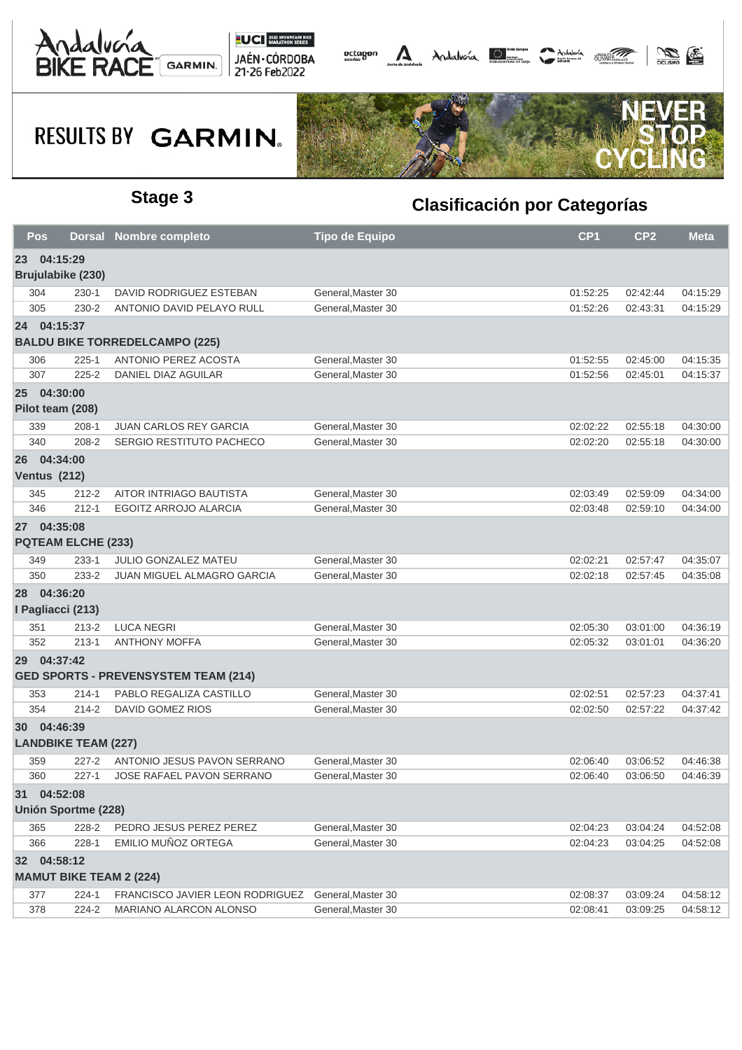## Stage 3

## Clasificación por Categorías

| Pos | Dorsal | Nombre completo | Tipo de Equipo | CP1 | CP2 | Meta |
|---|---|---|---|---|---|---|
| **23 04:15:29** | | | | | | |
| **Brujulabike (230)** | | | | | | |
| 304 | 230-1 | DAVID RODRIGUEZ ESTEBAN | General,Master 30 | 01:52:25 | 02:42:44 | 04:15:29 |
| 305 | 230-2 | ANTONIO DAVID PELAYO RULL | General,Master 30 | 01:52:26 | 02:43:31 | 04:15:29 |
| **24 04:15:37** | | | | | | |
| **BALDU BIKE TORREDELCAMPO (225)** | | | | | | |
| 306 | 225-1 | ANTONIO PEREZ ACOSTA | General,Master 30 | 01:52:55 | 02:45:00 | 04:15:35 |
| 307 | 225-2 | DANIEL DIAZ AGUILAR | General,Master 30 | 01:52:56 | 02:45:01 | 04:15:37 |
| **25 04:30:00** | | | | | | |
| **Pilot team (208)** | | | | | | |
| 339 | 208-1 | JUAN CARLOS REY GARCIA | General,Master 30 | 02:02:22 | 02:55:18 | 04:30:00 |
| 340 | 208-2 | SERGIO RESTITUTO PACHECO | General,Master 30 | 02:02:20 | 02:55:18 | 04:30:00 |
| **26 04:34:00** | | | | | | |
| **Ventus (212)** | | | | | | |
| 345 | 212-2 | AITOR INTRIAGO BAUTISTA | General,Master 30 | 02:03:49 | 02:59:09 | 04:34:00 |
| 346 | 212-1 | EGOITZ ARROJO ALARCIA | General,Master 30 | 02:03:48 | 02:59:10 | 04:34:00 |
| **27 04:35:08** | | | | | | |
| **PQTEAM ELCHE (233)** | | | | | | |
| 349 | 233-1 | JULIO GONZALEZ MATEU | General,Master 30 | 02:02:21 | 02:57:47 | 04:35:07 |
| 350 | 233-2 | JUAN MIGUEL ALMAGRO GARCIA | General,Master 30 | 02:02:18 | 02:57:45 | 04:35:08 |
| **28 04:36:20** | | | | | | |
| **I Pagliacci (213)** | | | | | | |
| 351 | 213-2 | LUCA NEGRI | General,Master 30 | 02:05:30 | 03:01:00 | 04:36:19 |
| 352 | 213-1 | ANTHONY MOFFA | General,Master 30 | 02:05:32 | 03:01:01 | 04:36:20 |
| **29 04:37:42** | | | | | | |
| **GED SPORTS - PREVENSYSTEM TEAM (214)** | | | | | | |
| 353 | 214-1 | PABLO REGALIZA CASTILLO | General,Master 30 | 02:02:51 | 02:57:23 | 04:37:41 |
| 354 | 214-2 | DAVID GOMEZ RIOS | General,Master 30 | 02:02:50 | 02:57:22 | 04:37:42 |
| **30 04:46:39** | | | | | | |
| **LANDBIKE TEAM (227)** | | | | | | |
| 359 | 227-2 | ANTONIO JESUS PAVON SERRANO | General,Master 30 | 02:06:40 | 03:06:52 | 04:46:38 |
| 360 | 227-1 | JOSE RAFAEL PAVON SERRANO | General,Master 30 | 02:06:40 | 03:06:50 | 04:46:39 |
| **31 04:52:08** | | | | | | |
| **Unión Sportme (228)** | | | | | | |
| 365 | 228-2 | PEDRO JESUS PEREZ PEREZ | General,Master 30 | 02:04:23 | 03:04:24 | 04:52:08 |
| 366 | 228-1 | EMILIO MUÑOZ ORTEGA | General,Master 30 | 02:04:23 | 03:04:25 | 04:52:08 |
| **32 04:58:12** | | | | | | |
| **MAMUT BIKE TEAM 2 (224)** | | | | | | |
| 377 | 224-1 | FRANCISCO JAVIER LEON RODRIGUEZ | General,Master 30 | 02:08:37 | 03:09:24 | 04:58:12 |
| 378 | 224-2 | MARIANO ALARCON ALONSO | General,Master 30 | 02:08:41 | 03:09:25 | 04:58:12 |